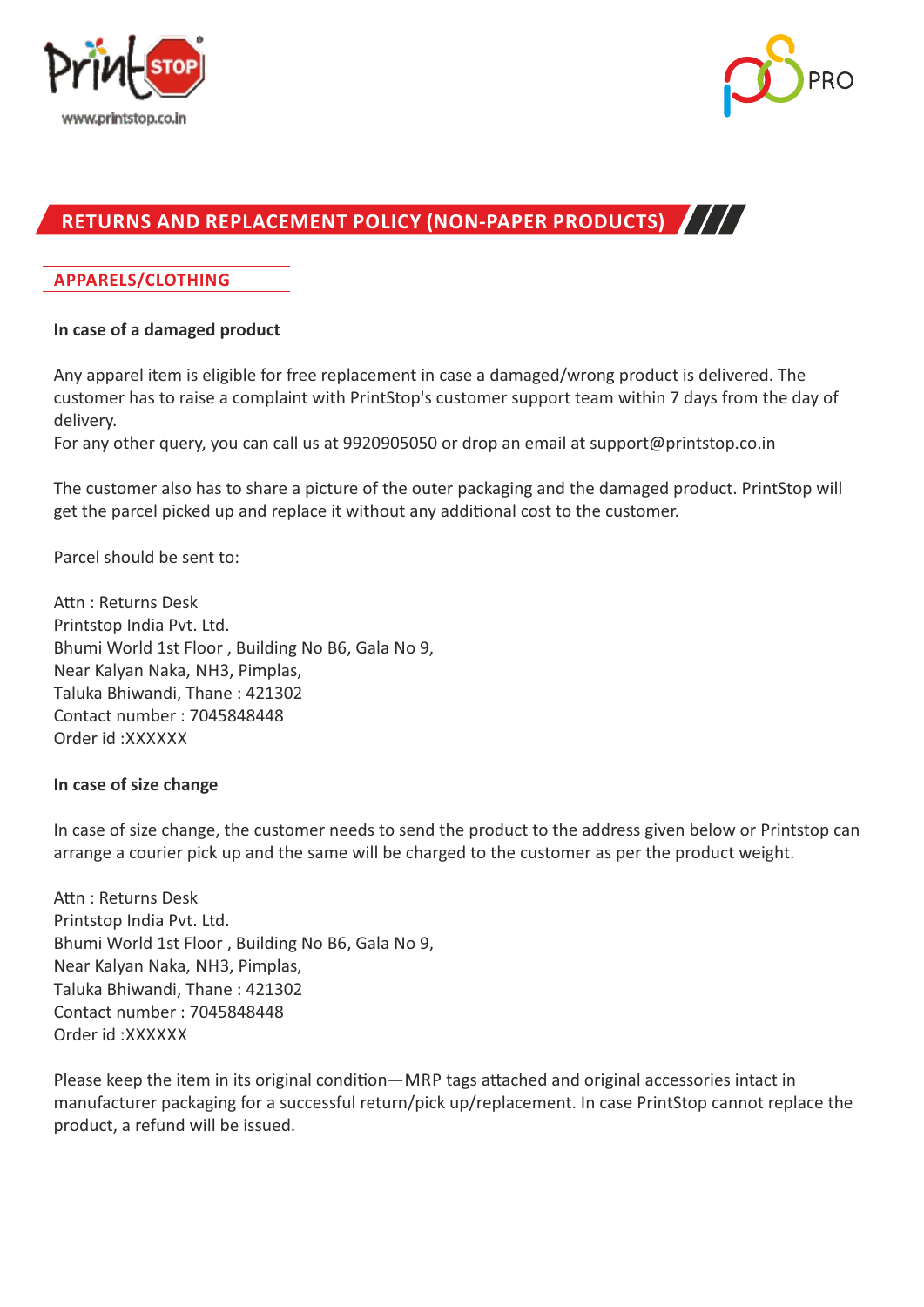# RETURNS AND REPLACEMENT POLICY (NON-PAPER PRODUCTS)

## APPARELS/CLOTHING

**In case of a damaged product**

Any apparel item is eligible for free replacement in case a damaged/wrong product is delivered. The customer has to raise a complaint with PrintStop's customer support team within 7 days from the day of delivery.
For any other query, you can call us at 9920905050 or drop an email at support@printstop.co.in

The customer also has to share a picture of the outer packaging and the damaged product. PrintStop will get the parcel picked up and replace it without any additional cost to the customer.

Parcel should be sent to:

Attn : Returns Desk
Printstop India Pvt. Ltd.
Bhumi World 1st Floor , Building No B6, Gala No 9,
Near Kalyan Naka, NH3, Pimplas,
Taluka Bhiwandi, Thane : 421302
Contact number : 7045848448
Order id :XXXXXX

**In case of size change**

In case of size change, the customer needs to send the product to the address given below or Printstop can arrange a courier pick up and the same will be charged to the customer as per the product weight.

Attn : Returns Desk
Printstop India Pvt. Ltd.
Bhumi World 1st Floor , Building No B6, Gala No 9,
Near Kalyan Naka, NH3, Pimplas,
Taluka Bhiwandi, Thane : 421302
Contact number : 7045848448
Order id :XXXXXX

Please keep the item in its original condition—MRP tags attached and original accessories intact in manufacturer packaging for a successful return/pick up/replacement. In case PrintStop cannot replace the product, a refund will be issued.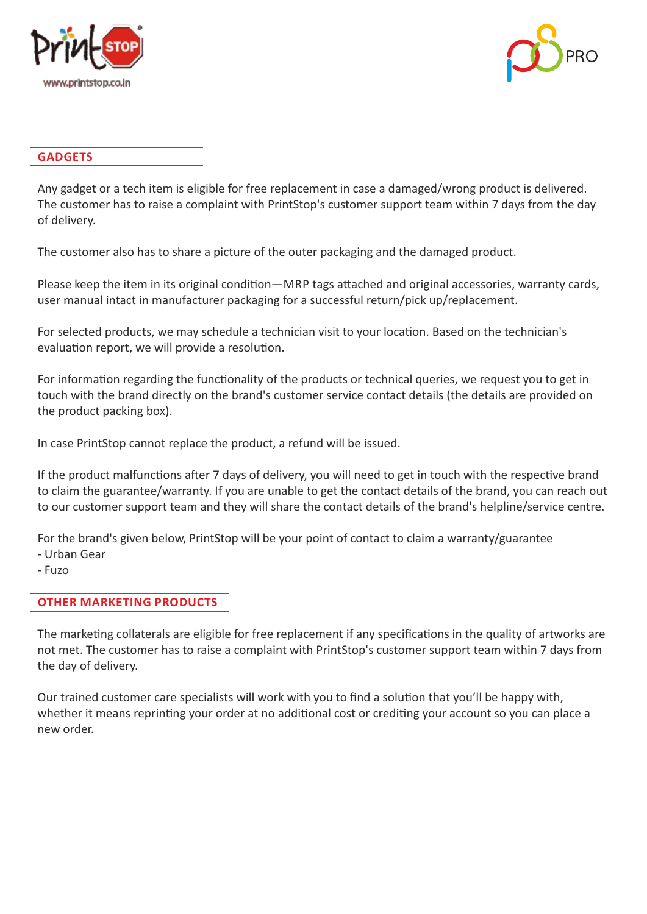## GADGETS

Any gadget or a tech item is eligible for free replacement in case a damaged/wrong product is delivered. The customer has to raise a complaint with PrintStop's customer support team within 7 days from the day of delivery.

The customer also has to share a picture of the outer packaging and the damaged product.

Please keep the item in its original condition—MRP tags attached and original accessories, warranty cards, user manual intact in manufacturer packaging for a successful return/pick up/replacement.

For selected products, we may schedule a technician visit to your location. Based on the technician's evaluation report, we will provide a resolution.

For information regarding the functionality of the products or technical queries, we request you to get in touch with the brand directly on the brand's customer service contact details (the details are provided on the product packing box).

In case PrintStop cannot replace the product, a refund will be issued.

If the product malfunctions after 7 days of delivery, you will need to get in touch with the respective brand to claim the guarantee/warranty. If you are unable to get the contact details of the brand, you can reach out to our customer support team and they will share the contact details of the brand's helpline/service centre.

For the brand's given below, PrintStop will be your point of contact to claim a warranty/guarantee
- Urban Gear
- Fuzo

## OTHER MARKETING PRODUCTS

The marketing collaterals are eligible for free replacement if any specifications in the quality of artworks are not met. The customer has to raise a complaint with PrintStop's customer support team within 7 days from the day of delivery.

Our trained customer care specialists will work with you to find a solution that you'll be happy with, whether it means reprinting your order at no additional cost or crediting your account so you can place a new order.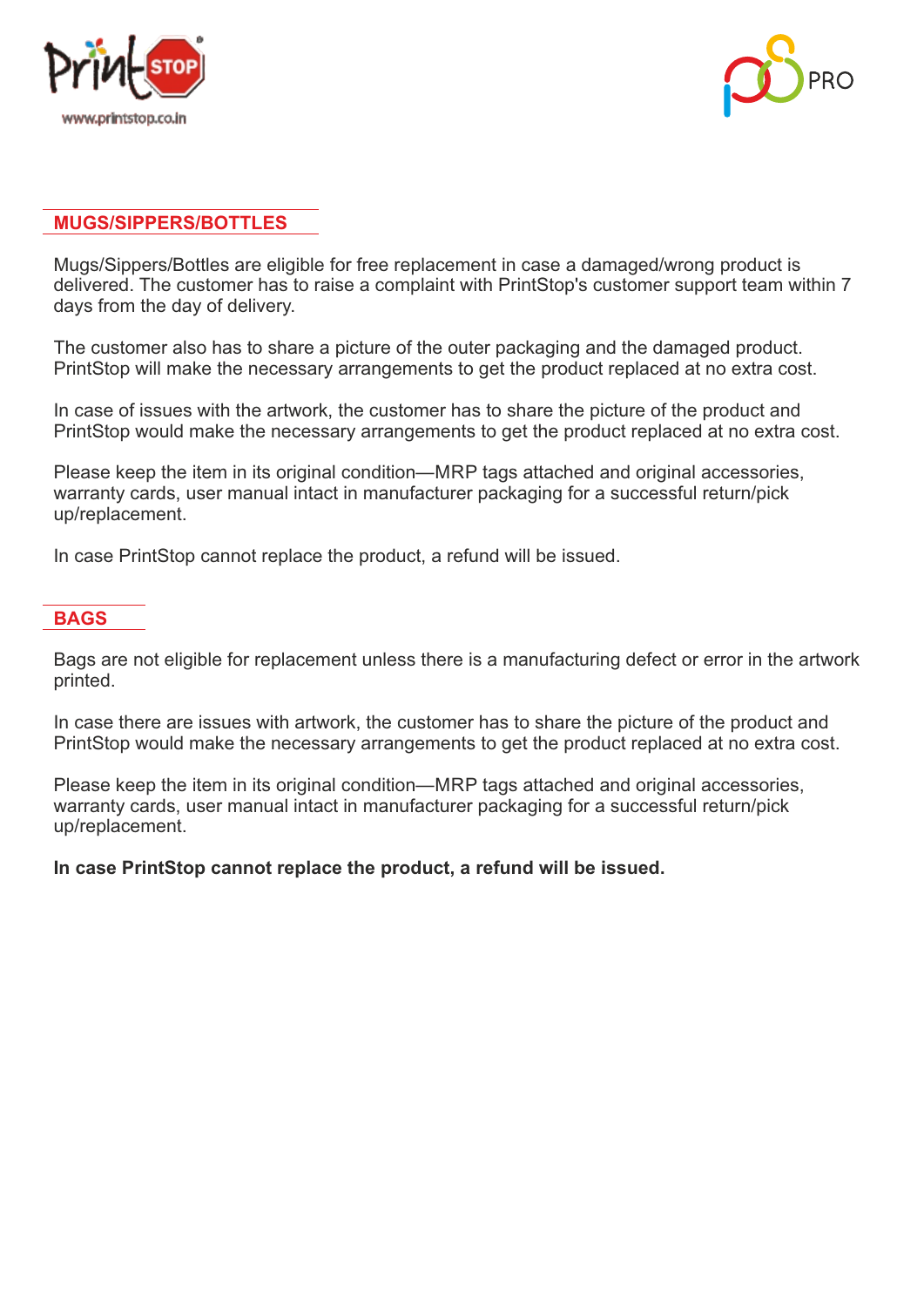## MUGS/SIPPERS/BOTTLES

Mugs/Sippers/Bottles are eligible for free replacement in case a damaged/wrong product is delivered. The customer has to raise a complaint with PrintStop's customer support team within 7 days from the day of delivery.

The customer also has to share a picture of the outer packaging and the damaged product. PrintStop will make the necessary arrangements to get the product replaced at no extra cost.

In case of issues with the artwork, the customer has to share the picture of the product and PrintStop would make the necessary arrangements to get the product replaced at no extra cost.

Please keep the item in its original condition—MRP tags attached and original accessories, warranty cards, user manual intact in manufacturer packaging for a successful return/pick up/replacement.

In case PrintStop cannot replace the product, a refund will be issued.

## BAGS

Bags are not eligible for replacement unless there is a manufacturing defect or error in the artwork printed.

In case there are issues with artwork, the customer has to share the picture of the product and PrintStop would make the necessary arrangements to get the product replaced at no extra cost.

Please keep the item in its original condition—MRP tags attached and original accessories, warranty cards, user manual intact in manufacturer packaging for a successful return/pick up/replacement.

**In case PrintStop cannot replace the product, a refund will be issued.**